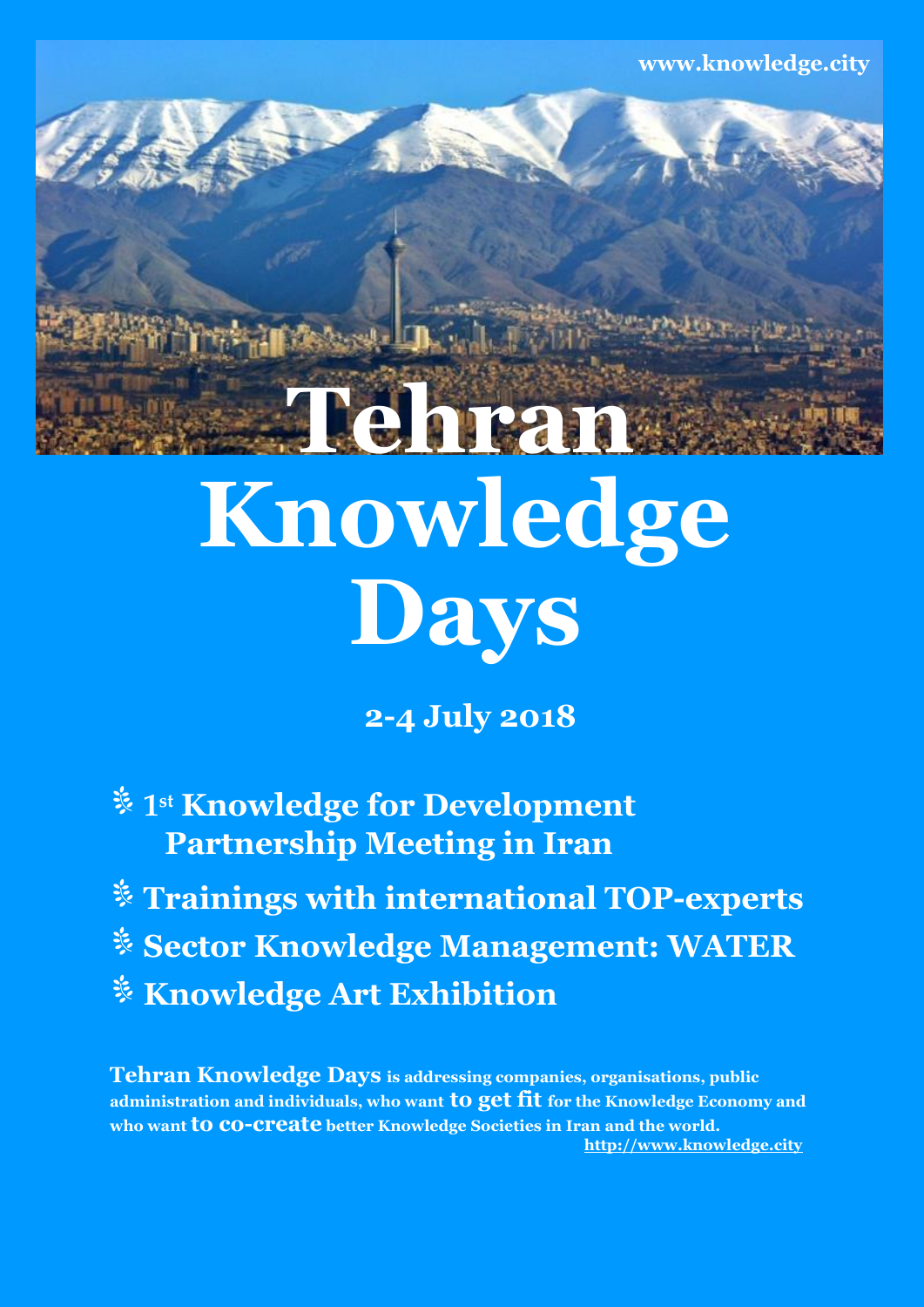www.knowledge.city

# Tehran Knowledge Days

**2-4 July 2018**

- **1st Knowledge for Development Partnership Meeting in Iran**
- **Trainings with international TOP-experts**
- **Sector Knowledge Management: WATER**
- **Knowledge Art Exhibition**

**Tehran Knowledge Days** is addressing companies, organisations, public administration and individuals, who want **to get fit** for the Knowledge Economy and who want **to co-create** better Knowledge Societies in Iran and the world.

http://www.knowledge.city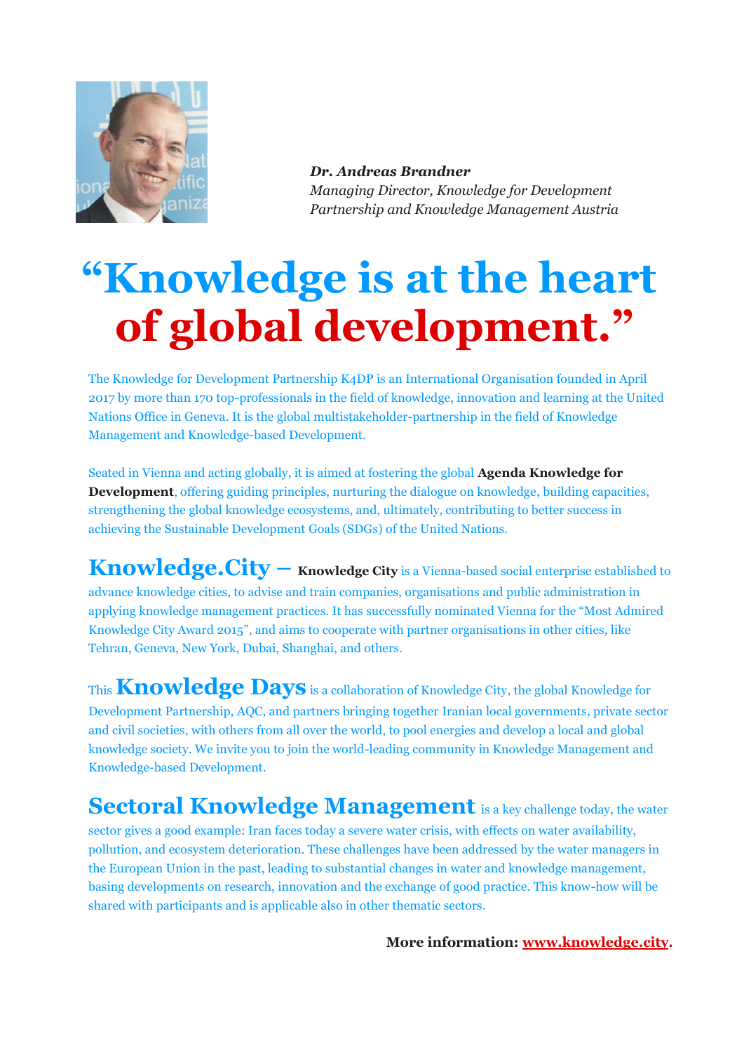***Dr. Andreas Brandner***
*Managing Director, Knowledge for Development Partnership and Knowledge Management Austria*

# "Knowledge is at the heart of global development."

The Knowledge for Development Partnership K4DP is an International Organisation founded in April 2017 by more than 170 top-professionals in the field of knowledge, innovation and learning at the United Nations Office in Geneva. It is the global multistakeholder-partnership in the field of Knowledge Management and Knowledge-based Development.

Seated in Vienna and acting globally, it is aimed at fostering the global **Agenda Knowledge for Development**, offering guiding principles, nurturing the dialogue on knowledge, building capacities, strengthening the global knowledge ecosystems, and, ultimately, contributing to better success in achieving the Sustainable Development Goals (SDGs) of the United Nations.

**Knowledge.City** – **Knowledge City** is a Vienna-based social enterprise established to advance knowledge cities, to advise and train companies, organisations and public administration in applying knowledge management practices. It has successfully nominated Vienna for the "Most Admired Knowledge City Award 2015", and aims to cooperate with partner organisations in other cities, like Tehran, Geneva, New York, Dubai, Shanghai, and others.

This **Knowledge Days** is a collaboration of Knowledge City, the global Knowledge for Development Partnership, AQC, and partners bringing together Iranian local governments, private sector and civil societies, with others from all over the world, to pool energies and develop a local and global knowledge society. We invite you to join the world-leading community in Knowledge Management and Knowledge-based Development.

**Sectoral Knowledge Management** is a key challenge today, the water sector gives a good example: Iran faces today a severe water crisis, with effects on water availability, pollution, and ecosystem deterioration. These challenges have been addressed by the water managers in the European Union in the past, leading to substantial changes in water and knowledge management, basing developments on research, innovation and the exchange of good practice. This know-how will be shared with participants and is applicable also in other thematic sectors.

**More information: www.knowledge.city.**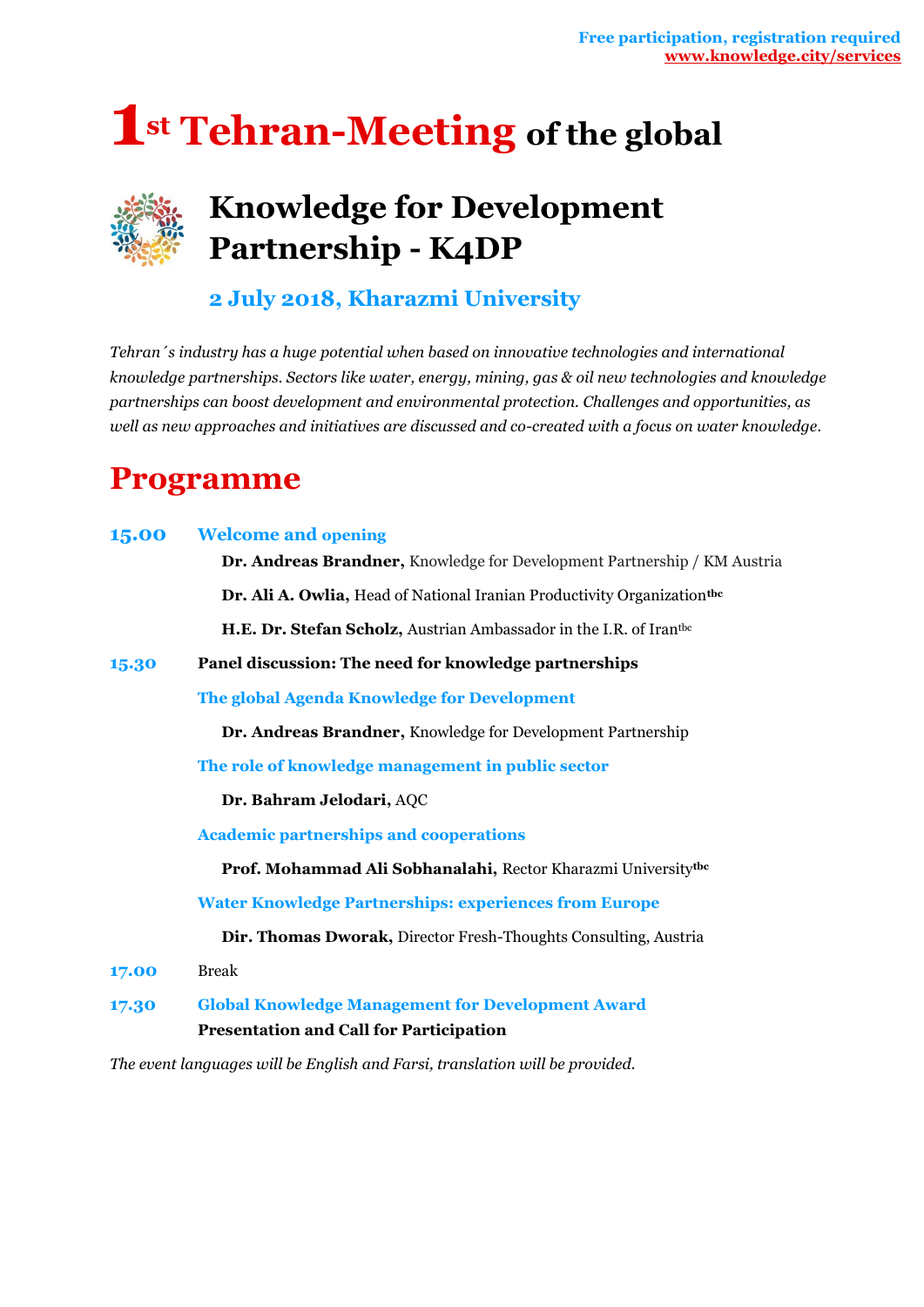Free participation, registration required
www.knowledge.city/services

# 1st Tehran-Meeting of the global

# Knowledge for Development Partnership - K4DP

### 2 July 2018, Kharazmi University

*Tehran´s industry has a huge potential when based on innovative technologies and international knowledge partnerships. Sectors like water, energy, mining, gas & oil new technologies and knowledge partnerships can boost development and environmental protection. Challenges and opportunities, as well as new approaches and initiatives are discussed and co-created with a focus on water knowledge.*

## Programme

**15.00** **Welcome and opening**

**Dr. Andreas Brandner,** Knowledge for Development Partnership / KM Austria

**Dr. Ali A. Owlia,** Head of National Iranian Productivity Organization[tbc]

**H.E. Dr. Stefan Scholz,** Austrian Ambassador in the I.R. of Iran[tbc]

**15.30** **Panel discussion: The need for knowledge partnerships**

**The global Agenda Knowledge for Development**

**Dr. Andreas Brandner,** Knowledge for Development Partnership

**The role of knowledge management in public sector**

**Dr. Bahram Jelodari,** AQC

**Academic partnerships and cooperations**

**Prof. Mohammad Ali Sobhanalahi,** Rector Kharazmi University[tbc]

**Water Knowledge Partnerships: experiences from Europe**

**Dir. Thomas Dworak,** Director Fresh-Thoughts Consulting, Austria

**17.00** Break

**17.30** **Global Knowledge Management for Development Award**
**Presentation and Call for Participation**

*The event languages will be English and Farsi, translation will be provided.*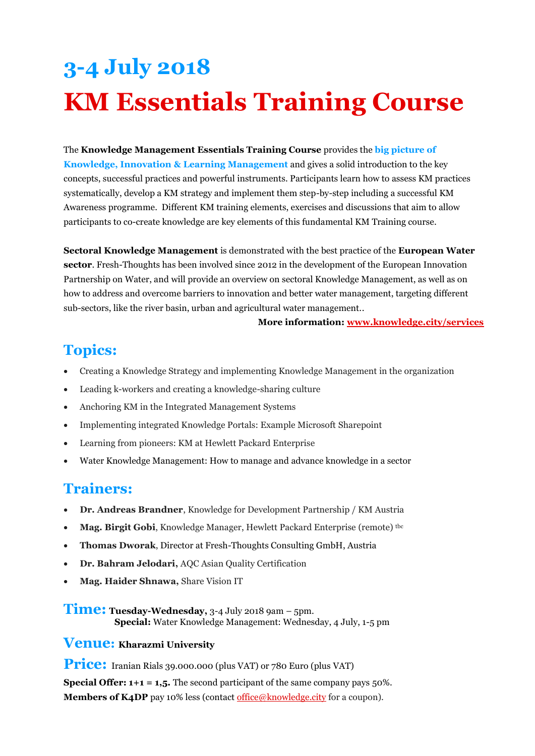# 3-4 July 2018

# KM Essentials Training Course

The **Knowledge Management Essentials Training Course** provides the **big picture of Knowledge, Innovation & Learning Management** and gives a solid introduction to the key concepts, successful practices and powerful instruments. Participants learn how to assess KM practices systematically, develop a KM strategy and implement them step-by-step including a successful KM Awareness programme. Different KM training elements, exercises and discussions that aim to allow participants to co-create knowledge are key elements of this fundamental KM Training course.

**Sectoral Knowledge Management** is demonstrated with the best practice of the **European Water sector**. Fresh-Thoughts has been involved since 2012 in the development of the European Innovation Partnership on Water, and will provide an overview on sectoral Knowledge Management, as well as on how to address and overcome barriers to innovation and better water management, targeting different sub-sectors, like the river basin, urban and agricultural water management..

**More information: www.knowledge.city/services**

## Topics:

- Creating a Knowledge Strategy and implementing Knowledge Management in the organization
- Leading k-workers and creating a knowledge-sharing culture
- Anchoring KM in the Integrated Management Systems
- Implementing integrated Knowledge Portals: Example Microsoft Sharepoint
- Learning from pioneers: KM at Hewlett Packard Enterprise
- Water Knowledge Management: How to manage and advance knowledge in a sector

## Trainers:

- **Dr. Andreas Brandner**, Knowledge for Development Partnership / KM Austria
- **Mag. Birgit Gobi**, Knowledge Manager, Hewlett Packard Enterprise (remote) [tbc]
- **Thomas Dworak**, Director at Fresh-Thoughts Consulting GmbH, Austria
- **Dr. Bahram Jelodari,** AQC Asian Quality Certification
- **Mag. Haider Shnawa,** Share Vision IT

**Time:** **Tuesday-Wednesday,** 3-4 July 2018 9am – 5pm.
**Special:** Water Knowledge Management: Wednesday, 4 July, 1-5 pm

**Venue:** **Kharazmi University**

**Price:** Iranian Rials 39.000.000 (plus VAT) or 780 Euro (plus VAT)

**Special Offer: 1+1 = 1,5.** The second participant of the same company pays 50%.
**Members of K4DP** pay 10% less (contact office@knowledge.city for a coupon).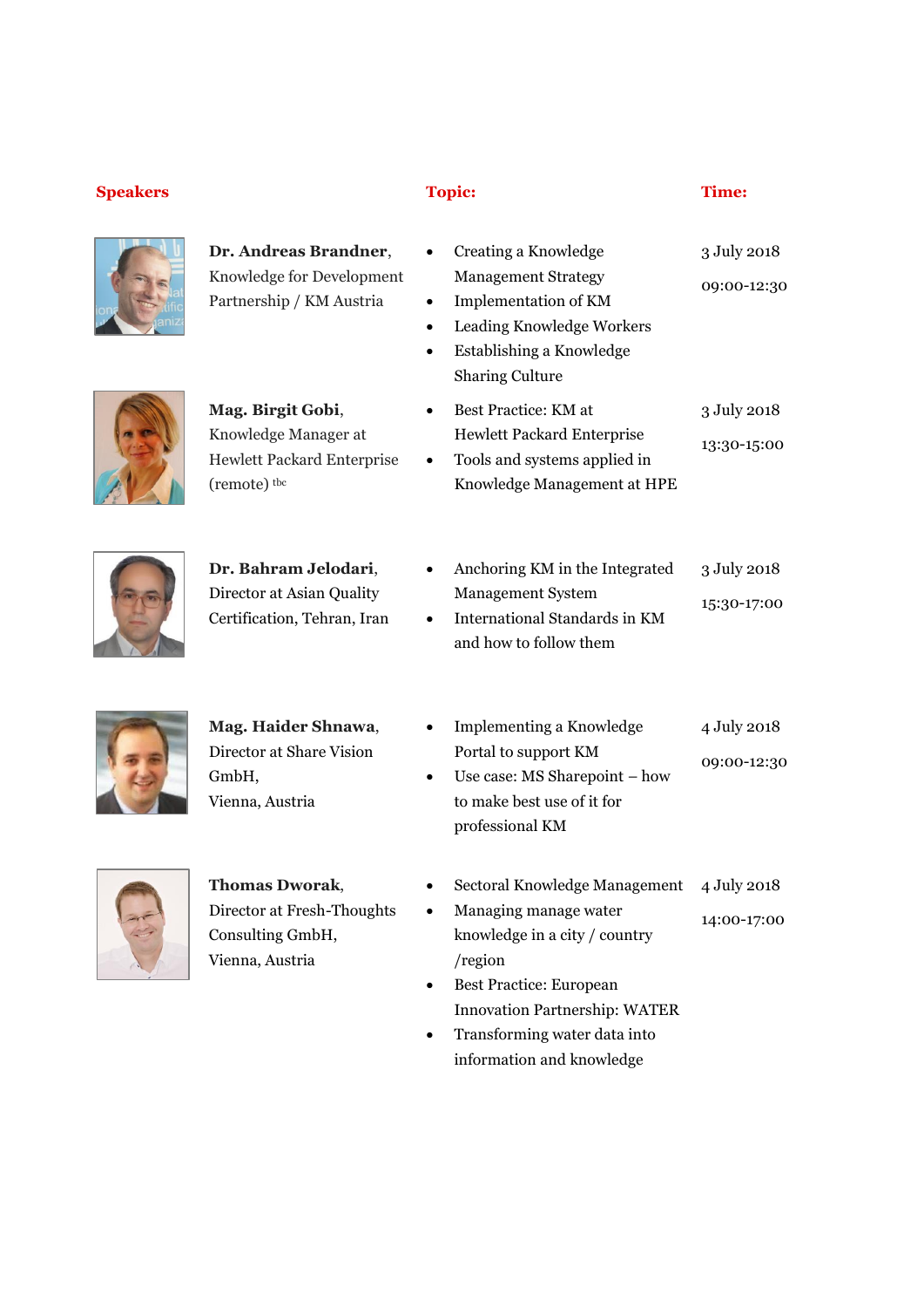| **Speakers** | | **Topic:** | **Time:** |
|---|---|---|---|
| | **Dr. Andreas Brandner**, Knowledge for Development Partnership / KM Austria | • Creating a Knowledge Management Strategy<br>• Implementation of KM<br>• Leading Knowledge Workers<br>• Establishing a Knowledge Sharing Culture | 3 July 2018<br><br>09:00-12:30 |
| | **Mag. Birgit Gobi**, Knowledge Manager at Hewlett Packard Enterprise (remote) tbc | • Best Practice: KM at Hewlett Packard Enterprise<br>• Tools and systems applied in Knowledge Management at HPE | 3 July 2018<br><br>13:30-15:00 |
| | **Dr. Bahram Jelodari**, Director at Asian Quality Certification, Tehran, Iran | • Anchoring KM in the Integrated Management System<br>• International Standards in KM and how to follow them | 3 July 2018<br><br>15:30-17:00 |
| | **Mag. Haider Shnawa**, Director at Share Vision GmbH, Vienna, Austria | • Implementing a Knowledge Portal to support KM<br>• Use case: MS Sharepoint – how to make best use of it for professional KM | 4 July 2018<br><br>09:00-12:30 |
| | **Thomas Dworak**, Director at Fresh-Thoughts Consulting GmbH, Vienna, Austria | • Sectoral Knowledge Management<br>• Managing manage water knowledge in a city / country /region<br>• Best Practice: European Innovation Partnership: WATER<br>• Transforming water data into information and knowledge | 4 July 2018<br><br>14:00-17:00 |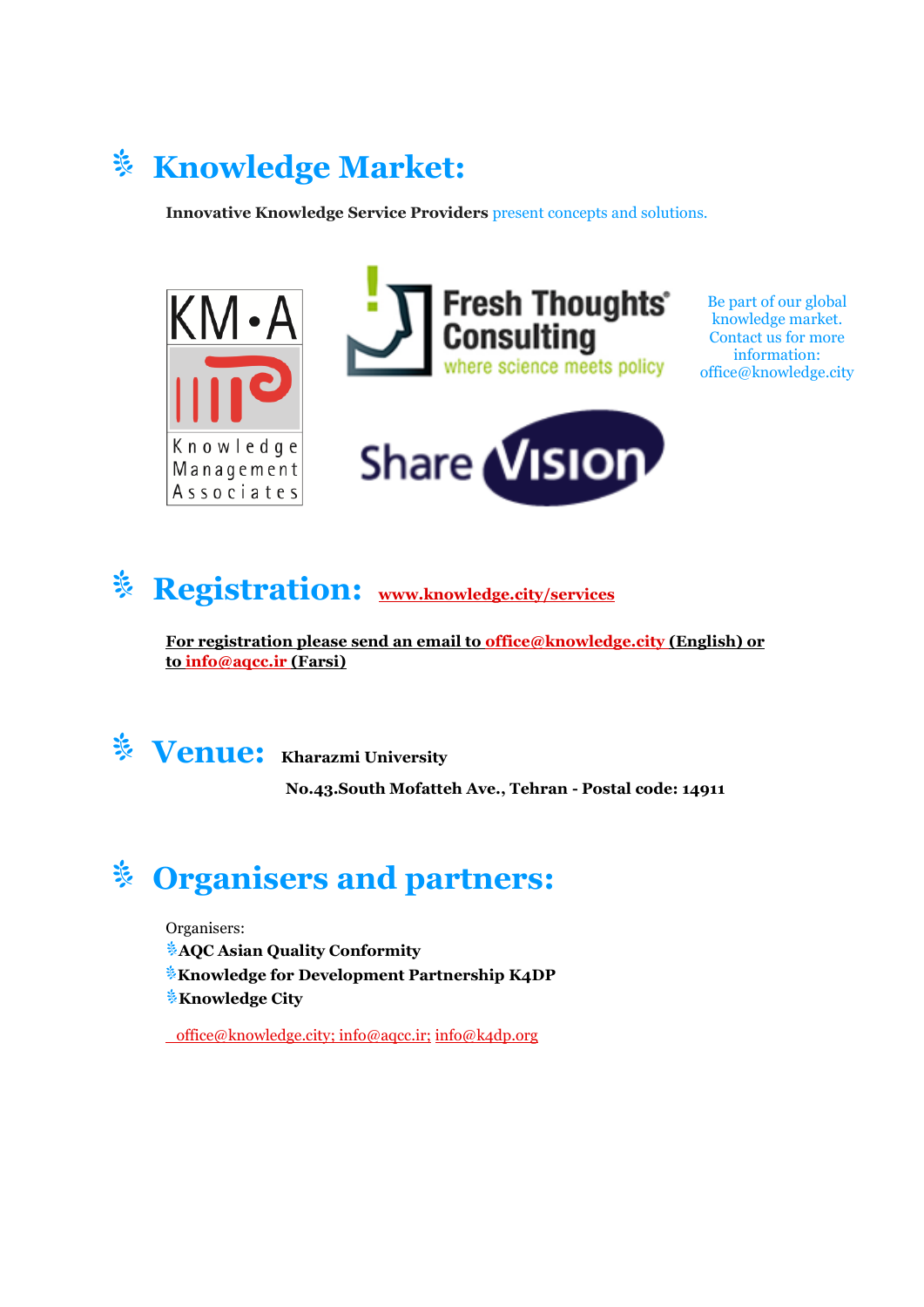# Knowledge Market:

**Innovative Knowledge Service Providers** present concepts and solutions.

KM•A Knowledge Management Associates

Fresh Thoughts Consulting where science meets policy

Share Vision

Be part of our global knowledge market. Contact us for more information: office@knowledge.city

# Registration: www.knowledge.city/services

**For registration please send an email to office@knowledge.city (English) or to info@aqcc.ir (Farsi)**

# Venue: **Kharazmi University**

**No.43.South Mofatteh Ave., Tehran - Postal code: 14911**

# Organisers and partners:

Organisers:

- **AQC Asian Quality Conformity**
- **Knowledge for Development Partnership K4DP**
- **Knowledge City**

office@knowledge.city; info@aqcc.ir; info@k4dp.org